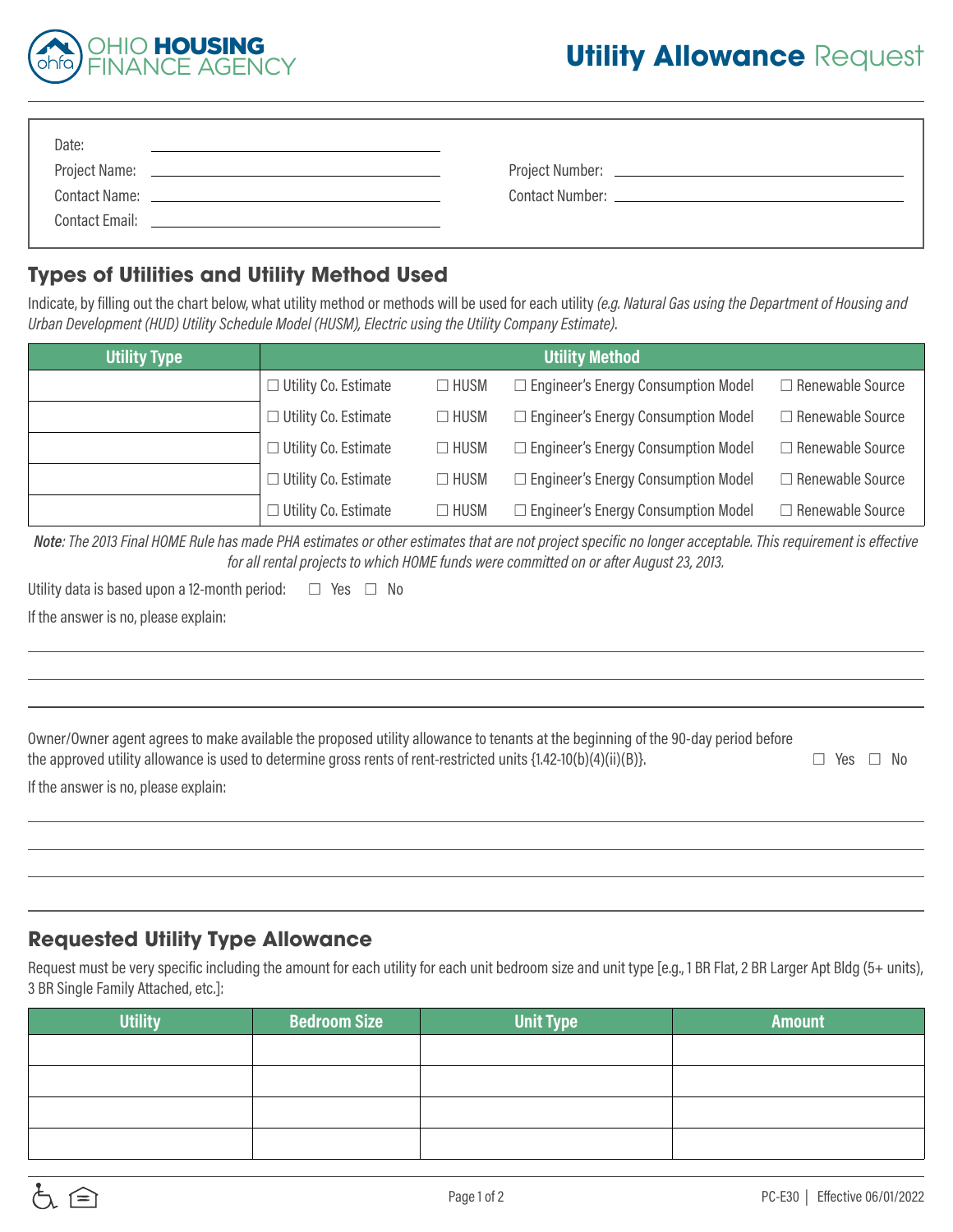OHIO HOUSING FINANCE AGENCY

# Utility Allowance Request

Date: \_\_\_\_\_\_\_\_\_\_\_\_\_\_\_\_\_\_\_\_

Project Name: \_\_\_\_\_\_\_\_\_\_\_\_\_\_\_\_\_\_\_\_ Project Number: \_\_\_\_\_\_\_\_\_\_\_\_\_\_\_\_\_\_\_\_

Contact Name: \_\_\_\_\_\_\_\_\_\_\_\_\_\_\_\_\_\_\_\_ Contact Number: \_\_\_\_\_\_\_\_\_\_\_\_\_\_\_\_\_\_\_\_

Contact Email: \_\_\_\_\_\_\_\_\_\_\_\_\_\_\_\_\_\_\_\_

## Types of Utilities and Utility Method Used

Indicate, by filling out the chart below, what utility method or methods will be used for each utility *(e.g. Natural Gas using the Department of Housing and Urban Development (HUD) Utility Schedule Model (HUSM), Electric using the Utility Company Estimate).*

| Utility Type | Utility Method | | | |
|---|---|---|---|---|
| | ☐ Utility Co. Estimate | ☐ HUSM | ☐ Engineer's Energy Consumption Model | ☐ Renewable Source |
| | ☐ Utility Co. Estimate | ☐ HUSM | ☐ Engineer's Energy Consumption Model | ☐ Renewable Source |
| | ☐ Utility Co. Estimate | ☐ HUSM | ☐ Engineer's Energy Consumption Model | ☐ Renewable Source |
| | ☐ Utility Co. Estimate | ☐ HUSM | ☐ Engineer's Energy Consumption Model | ☐ Renewable Source |
| | ☐ Utility Co. Estimate | ☐ HUSM | ☐ Engineer's Energy Consumption Model | ☐ Renewable Source |

***Note**: The 2013 Final HOME Rule has made PHA estimates or other estimates that are not project specific no longer acceptable. This requirement is effective for all rental projects to which HOME funds were committed on or after August 23, 2013.*

Utility data is based upon a 12-month period: ☐ Yes ☐ No

If the answer is no, please explain:

\_\_\_\_\_\_\_\_\_\_\_\_\_\_\_\_\_\_\_\_\_\_\_\_\_\_\_\_\_\_\_\_\_\_\_\_\_\_\_\_

\_\_\_\_\_\_\_\_\_\_\_\_\_\_\_\_\_\_\_\_\_\_\_\_\_\_\_\_\_\_\_\_\_\_\_\_\_\_\_\_

Owner/Owner agent agrees to make available the proposed utility allowance to tenants at the beginning of the 90-day period before the approved utility allowance is used to determine gross rents of rent-restricted units {1.42-10(b)(4)(ii)(B)}. ☐ Yes ☐ No

If the answer is no, please explain:

\_\_\_\_\_\_\_\_\_\_\_\_\_\_\_\_\_\_\_\_\_\_\_\_\_\_\_\_\_\_\_\_\_\_\_\_\_\_\_\_

\_\_\_\_\_\_\_\_\_\_\_\_\_\_\_\_\_\_\_\_\_\_\_\_\_\_\_\_\_\_\_\_\_\_\_\_\_\_\_\_

\_\_\_\_\_\_\_\_\_\_\_\_\_\_\_\_\_\_\_\_\_\_\_\_\_\_\_\_\_\_\_\_\_\_\_\_\_\_\_\_

## Requested Utility Type Allowance

Request must be very specific including the amount for each utility for each unit bedroom size and unit type [e.g., 1 BR Flat, 2 BR Larger Apt Bldg (5+ units), 3 BR Single Family Attached, etc.]:

| Utility | Bedroom Size | Unit Type | Amount |
|---|---|---|---|
| | | | |
| | | | |
| | | | |
| | | | |

PC-E30 | Effective 06/01/2022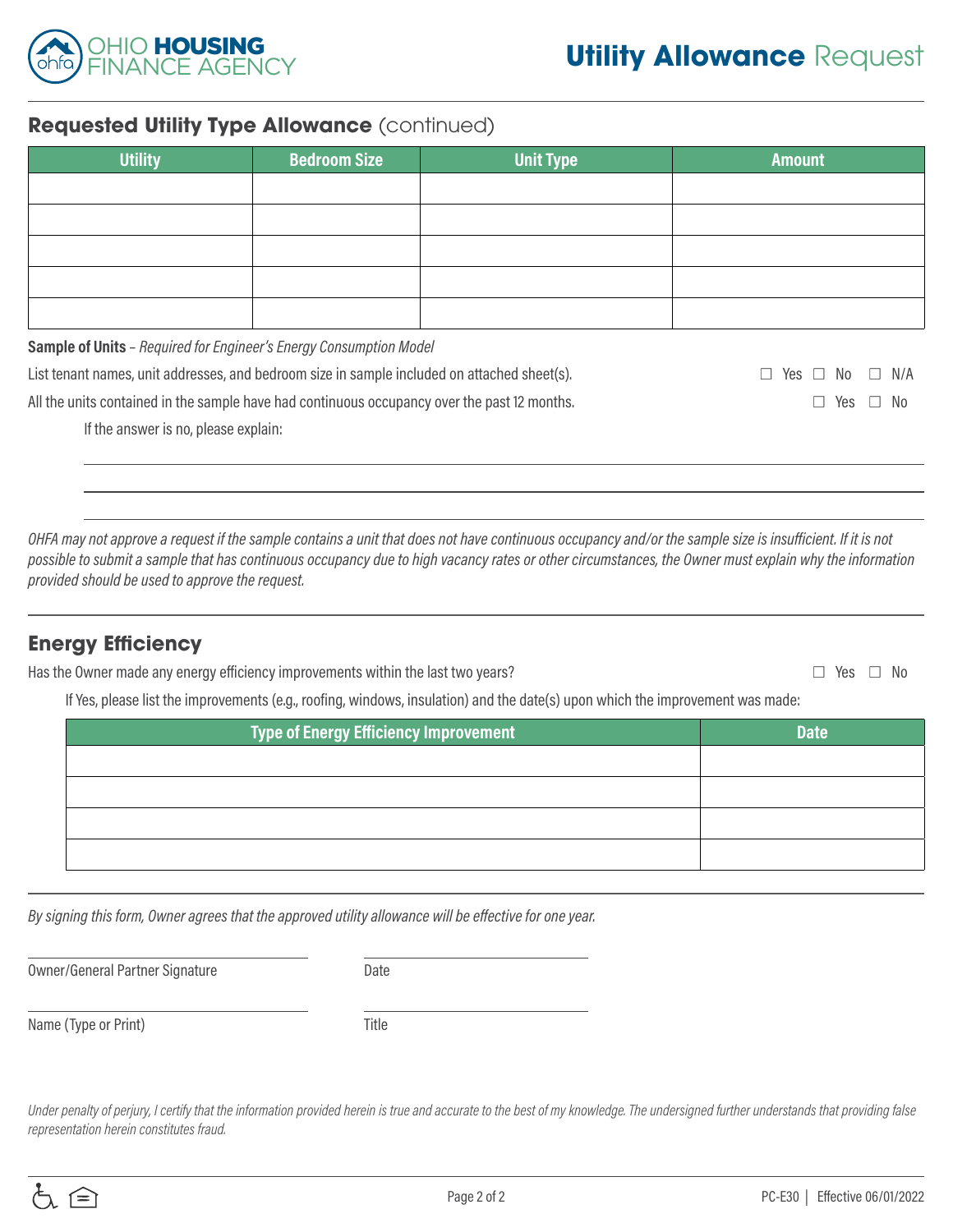## Requested Utility Type Allowance (continued)

| Utility | Bedroom Size | Unit Type | Amount |
|---|---|---|---|
| | | | |
| | | | |
| | | | |
| | | | |
| | | | |

**Sample of Units** – *Required for Engineer's Energy Consumption Model*

List tenant names, unit addresses, and bedroom size in sample included on attached sheet(s). ☐ Yes ☐ No ☐ N/A

All the units contained in the sample have had continuous occupancy over the past 12 months. ☐ Yes ☐ No

If the answer is no, please explain:

___

___

___

*OHFA may not approve a request if the sample contains a unit that does not have continuous occupancy and/or the sample size is insufficient. If it is not possible to submit a sample that has continuous occupancy due to high vacancy rates or other circumstances, the Owner must explain why the information provided should be used to approve the request.*

## Energy Efficiency

Has the Owner made any energy efficiency improvements within the last two years? ☐ Yes ☐ No

If Yes, please list the improvements (e.g., roofing, windows, insulation) and the date(s) upon which the improvement was made:

| Type of Energy Efficiency Improvement | Date |
|---|---|
| | |
| | |
| | |
| | |

*By signing this form, Owner agrees that the approved utility allowance will be effective for one year.*

Owner/General Partner Signature ____________________ Date ____________________

Name (Type or Print) ____________________ Title ____________________

*Under penalty of perjury, I certify that the information provided herein is true and accurate to the best of my knowledge. The undersigned further understands that providing false representation herein constitutes fraud.*

PC-E30 | Effective 06/01/2022